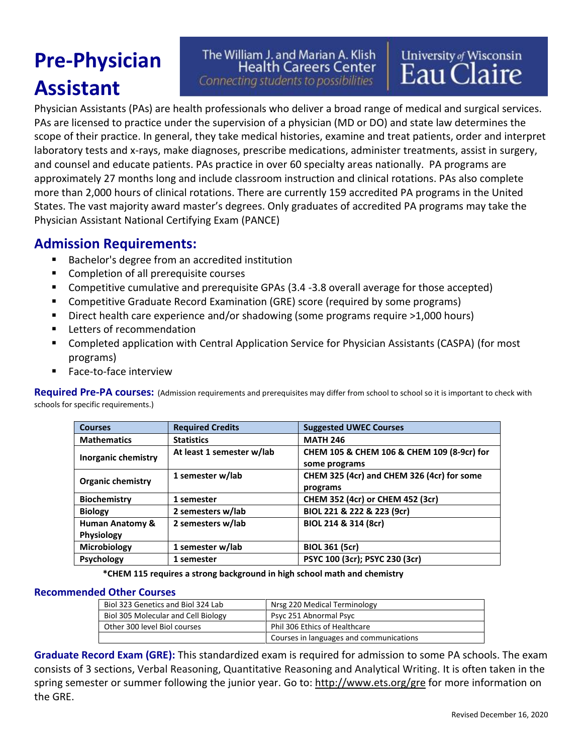# Pre-Physician Assistant

The William J. and Marian A. Klish Health Careers Center
*Connecting students to possibilities*
University of Wisconsin Eau Claire

Physician Assistants (PAs) are health professionals who deliver a broad range of medical and surgical services. PAs are licensed to practice under the supervision of a physician (MD or DO) and state law determines the scope of their practice. In general, they take medical histories, examine and treat patients, order and interpret laboratory tests and x-rays, make diagnoses, prescribe medications, administer treatments, assist in surgery, and counsel and educate patients. PAs practice in over 60 specialty areas nationally. PA programs are approximately 27 months long and include classroom instruction and clinical rotations. PAs also complete more than 2,000 hours of clinical rotations. There are currently 159 accredited PA programs in the United States. The vast majority award master's degrees. Only graduates of accredited PA programs may take the Physician Assistant National Certifying Exam (PANCE)

## Admission Requirements:

- Bachelor's degree from an accredited institution
- Completion of all prerequisite courses
- Competitive cumulative and prerequisite GPAs (3.4 -3.8 overall average for those accepted)
- Competitive Graduate Record Examination (GRE) score (required by some programs)
- Direct health care experience and/or shadowing (some programs require >1,000 hours)
- Letters of recommendation
- Completed application with Central Application Service for Physician Assistants (CASPA) (for most programs)
- Face-to-face interview

**Required Pre-PA courses:** (Admission requirements and prerequisites may differ from school to school so it is important to check with schools for specific requirements.)

| Courses | Required Credits | Suggested UWEC Courses |
|---|---|---|
| Mathematics | Statistics | MATH 246 |
| Inorganic chemistry | At least 1 semester w/lab | CHEM 105 & CHEM 106 & CHEM 109 (8-9cr) for some programs |
| Organic chemistry | 1 semester w/lab | CHEM 325 (4cr) and CHEM 326 (4cr) for some programs |
| Biochemistry | 1 semester | CHEM 352 (4cr) or CHEM 452 (3cr) |
| Biology | 2 semesters w/lab | BIOL 221 & 222 & 223 (9cr) |
| Human Anatomy & Physiology | 2 semesters w/lab | BIOL 214 & 314 (8cr) |
| Microbiology | 1 semester w/lab | BIOL 361 (5cr) |
| Psychology | 1 semester | PSYC 100 (3cr); PSYC 230 (3cr) |

**\*CHEM 115 requires a strong background in high school math and chemistry**

### Recommended Other Courses

| | |
|---|---|
| Biol 323 Genetics and Biol 324 Lab | Nrsg 220 Medical Terminology |
| Biol 305 Molecular and Cell Biology | Psyc 251 Abnormal Psyc |
| Other 300 level Biol courses | Phil 306 Ethics of Healthcare |
| | Courses in languages and communications |

**Graduate Record Exam (GRE):** This standardized exam is required for admission to some PA schools. The exam consists of 3 sections, Verbal Reasoning, Quantitative Reasoning and Analytical Writing. It is often taken in the spring semester or summer following the junior year. Go to: http://www.ets.org/gre for more information on the GRE.

Revised December 16, 2020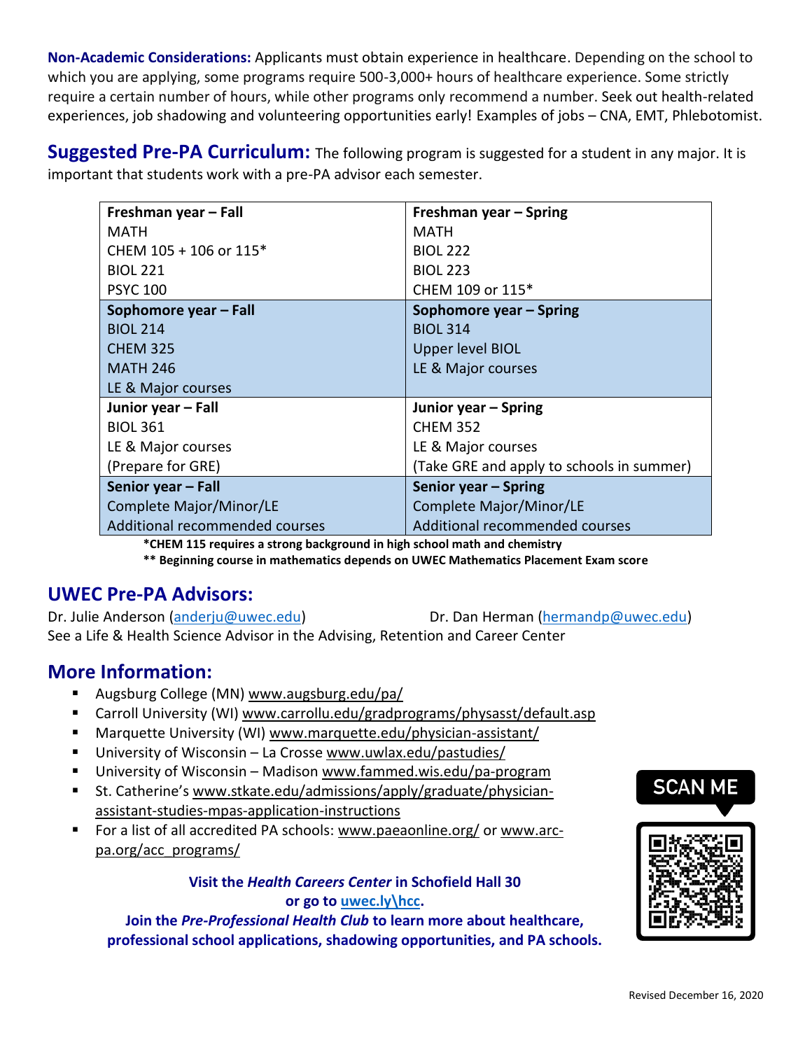**Non-Academic Considerations:** Applicants must obtain experience in healthcare. Depending on the school to which you are applying, some programs require 500-3,000+ hours of healthcare experience. Some strictly require a certain number of hours, while other programs only recommend a number. Seek out health-related experiences, job shadowing and volunteering opportunities early! Examples of jobs – CNA, EMT, Phlebotomist.

## Suggested Pre-PA Curriculum:

The following program is suggested for a student in any major. It is important that students work with a pre-PA advisor each semester.

| | |
|---|---|
| **Freshman year – Fall** | **Freshman year – Spring** |
| MATH | MATH |
| CHEM 105 + 106 or 115* | BIOL 222 |
| BIOL 221 | BIOL 223 |
| PSYC 100 | CHEM 109 or 115* |
| **Sophomore year – Fall** | **Sophomore year – Spring** |
| BIOL 214 | BIOL 314 |
| CHEM 325 | Upper level BIOL |
| MATH 246 | LE & Major courses |
| LE & Major courses | |
| **Junior year – Fall** | **Junior year – Spring** |
| BIOL 361 | CHEM 352 |
| LE & Major courses | LE & Major courses |
| (Prepare for GRE) | (Take GRE and apply to schools in summer) |
| **Senior year – Fall** | **Senior year – Spring** |
| Complete Major/Minor/LE | Complete Major/Minor/LE |
| Additional recommended courses | Additional recommended courses |

**\*CHEM 115 requires a strong background in high school math and chemistry**

**\*\* Beginning course in mathematics depends on UWEC Mathematics Placement Exam score**

## UWEC Pre-PA Advisors:

Dr. Julie Anderson (anderju@uwec.edu)

Dr. Dan Herman (hermandp@uwec.edu)

See a Life & Health Science Advisor in the Advising, Retention and Career Center

## More Information:

- Augsburg College (MN) www.augsburg.edu/pa/
- Carroll University (WI) www.carrollu.edu/gradprograms/physasst/default.asp
- Marquette University (WI) www.marquette.edu/physician-assistant/
- University of Wisconsin – La Crosse www.uwlax.edu/pastudies/
- University of Wisconsin – Madison www.fammed.wis.edu/pa-program
- St. Catherine's www.stkate.edu/admissions/apply/graduate/physician-assistant-studies-mpas-application-instructions
- For a list of all accredited PA schools: www.paeaonline.org/ or www.arc-pa.org/acc_programs/

**Visit the *Health Careers Center* in Schofield Hall 30 or go to uwec.ly\hcc.**

**Join the *Pre-Professional Health Club* to learn more about healthcare, professional school applications, shadowing opportunities, and PA schools.**

SCAN ME

Revised December 16, 2020